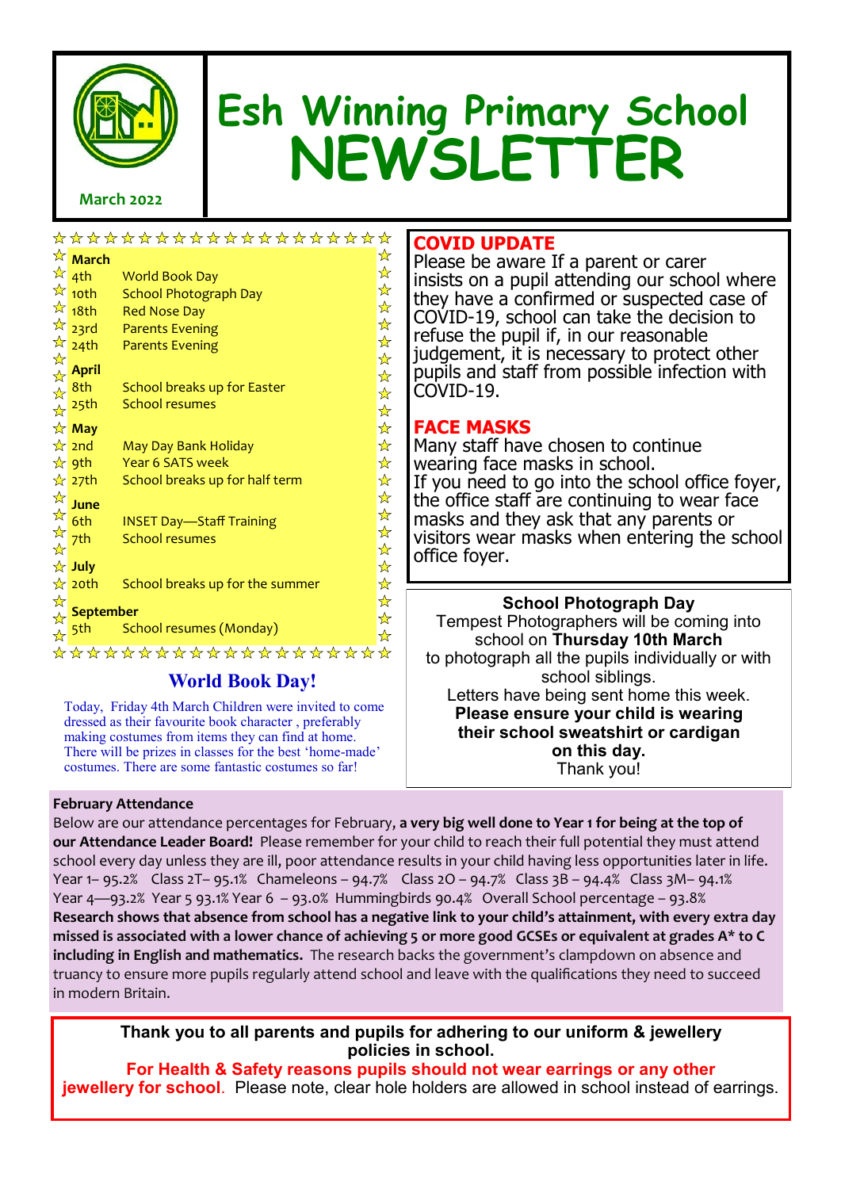# Esh Winning Primary School NEWSLETTER

March 2022

| | |
|---|---|
| **March** | |
| 4th | World Book Day |
| 10th | School Photograph Day |
| 18th | Red Nose Day |
| 23rd | Parents Evening |
| 24th | Parents Evening |
| **April** | |
| 8th | School breaks up for Easter |
| 25th | School resumes |
| **May** | |
| 2nd | May Day Bank Holiday |
| 9th | Year 6 SATS week |
| 27th | School breaks up for half term |
| **June** | |
| 6th | INSET Day—Staff Training |
| 7th | School resumes |
| **July** | |
| 20th | School breaks up for the summer |
| **September** | |
| 5th | School resumes (Monday) |

## World Book Day!

Today, Friday 4th March Children were invited to come dressed as their favourite book character , preferably making costumes from items they can find at home. There will be prizes in classes for the best 'home-made' costumes. There are some fantastic costumes so far!

## COVID UPDATE

Please be aware If a parent or carer insists on a pupil attending our school where they have a confirmed or suspected case of COVID-19, school can take the decision to refuse the pupil if, in our reasonable judgement, it is necessary to protect other pupils and staff from possible infection with COVID-19.

## FACE MASKS

Many staff have chosen to continue wearing face masks in school.
If you need to go into the school office foyer, the office staff are continuing to wear face masks and they ask that any parents or visitors wear masks when entering the school office foyer.

### School Photograph Day

Tempest Photographers will be coming into school on **Thursday 10th March** to photograph all the pupils individually or with school siblings.
Letters have being sent home this week.
**Please ensure your child is wearing their school sweatshirt or cardigan on this day.**
Thank you!

### February Attendance

Below are our attendance percentages for February, **a very big well done to Year 1 for being at the top of our Attendance Leader Board!** Please remember for your child to reach their full potential they must attend school every day unless they are ill, poor attendance results in your child having less opportunities later in life.
Year 1– 95.2% Class 2T– 95.1% Chameleons – 94.7% Class 2O – 94.7% Class 3B – 94.4% Class 3M– 94.1%
Year 4—93.2% Year 5 93.1% Year 6 – 93.0% Hummingbirds 90.4% Overall School percentage – 93.8%
**Research shows that absence from school has a negative link to your child's attainment, with every extra day missed is associated with a lower chance of achieving 5 or more good GCSEs or equivalent at grades A* to C including in English and mathematics.** The research backs the government's clampdown on absence and truancy to ensure more pupils regularly attend school and leave with the qualifications they need to succeed in modern Britain.

**Thank you to all parents and pupils for adhering to our uniform & jewellery policies in school.**

**For Health & Safety reasons pupils should not wear earrings or any other jewellery for school**. Please note, clear hole holders are allowed in school instead of earrings.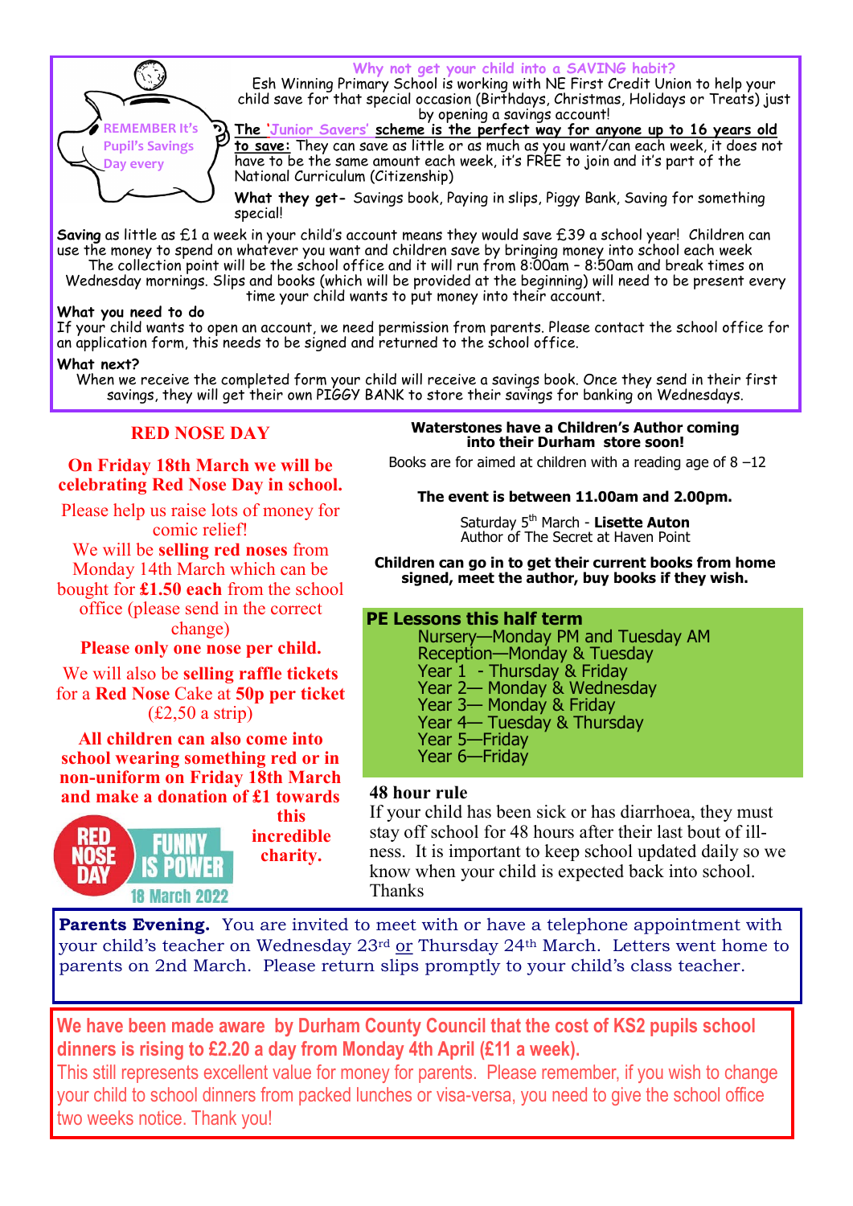REMEMBER It's Pupil's Savings Day every

**Why not get your child into a SAVING habit?**

Esh Winning Primary School is working with NE First Credit Union to help your child save for that special occasion (Birthdays, Christmas, Holidays or Treats) just by opening a savings account!

**The 'Junior Savers' scheme is the perfect way for anyone up to 16 years old to save:** They can save as little or as much as you want/can each week, it does not have to be the same amount each week, it's FREE to join and it's part of the National Curriculum (Citizenship)

**What they get-** Savings book, Paying in slips, Piggy Bank, Saving for something special!

**Saving** as little as £1 a week in your child's account means they would save £39 a school year! Children can use the money to spend on whatever you want and children save by bringing money into school each week The collection point will be the school office and it will run from 8:00am – 8:50am and break times on Wednesday mornings. Slips and books (which will be provided at the beginning) will need to be present every time your child wants to put money into their account.

**What you need to do**

If your child wants to open an account, we need permission from parents. Please contact the school office for an application form, this needs to be signed and returned to the school office.

**What next?**

When we receive the completed form your child will receive a savings book. Once they send in their first savings, they will get their own PIGGY BANK to store their savings for banking on Wednesdays.

## RED NOSE DAY

**On Friday 18th March we will be celebrating Red Nose Day in school.**

Please help us raise lots of money for comic relief!

We will be **selling red noses** from Monday 14th March which can be bought for **£1.50 each** from the school office (please send in the correct change)

**Please only one nose per child.**

We will also be **selling raffle tickets** for a **Red Nose** Cake at **50p per ticket** (£2,50 a strip)

**All children can also come into school wearing something red or in non-uniform on Friday 18th March and make a donation of £1 towards this incredible charity.**

RED NOSE DAY FUNNY IS POWER 18 March 2022

**Waterstones have a Children's Author coming into their Durham store soon!**

Books are for aimed at children with a reading age of 8 –12

**The event is between 11.00am and 2.00pm.**

Saturday 5th March - **Lisette Auton**
Author of The Secret at Haven Point

**Children can go in to get their current books from home signed, meet the author, buy books if they wish.**

**PE Lessons this half term**

- Nursery—Monday PM and Tuesday AM
- Reception—Monday & Tuesday
- Year 1 - Thursday & Friday
- Year 2— Monday & Wednesday
- Year 3— Monday & Friday
- Year 4— Tuesday & Thursday
- Year 5—Friday
- Year 6—Friday

**48 hour rule**

If your child has been sick or has diarrhoea, they must stay off school for 48 hours after their last bout of ill-ness. It is important to keep school updated daily so we know when your child is expected back into school. Thanks

**Parents Evening.** You are invited to meet with or have a telephone appointment with your child's teacher on Wednesday 23rd or Thursday 24th March. Letters went home to parents on 2nd March. Please return slips promptly to your child's class teacher.

**We have been made aware by Durham County Council that the cost of KS2 pupils school dinners is rising to £2.20 a day from Monday 4th April (£11 a week).**

This still represents excellent value for money for parents. Please remember, if you wish to change your child to school dinners from packed lunches or visa-versa, you need to give the school office two weeks notice. Thank you!